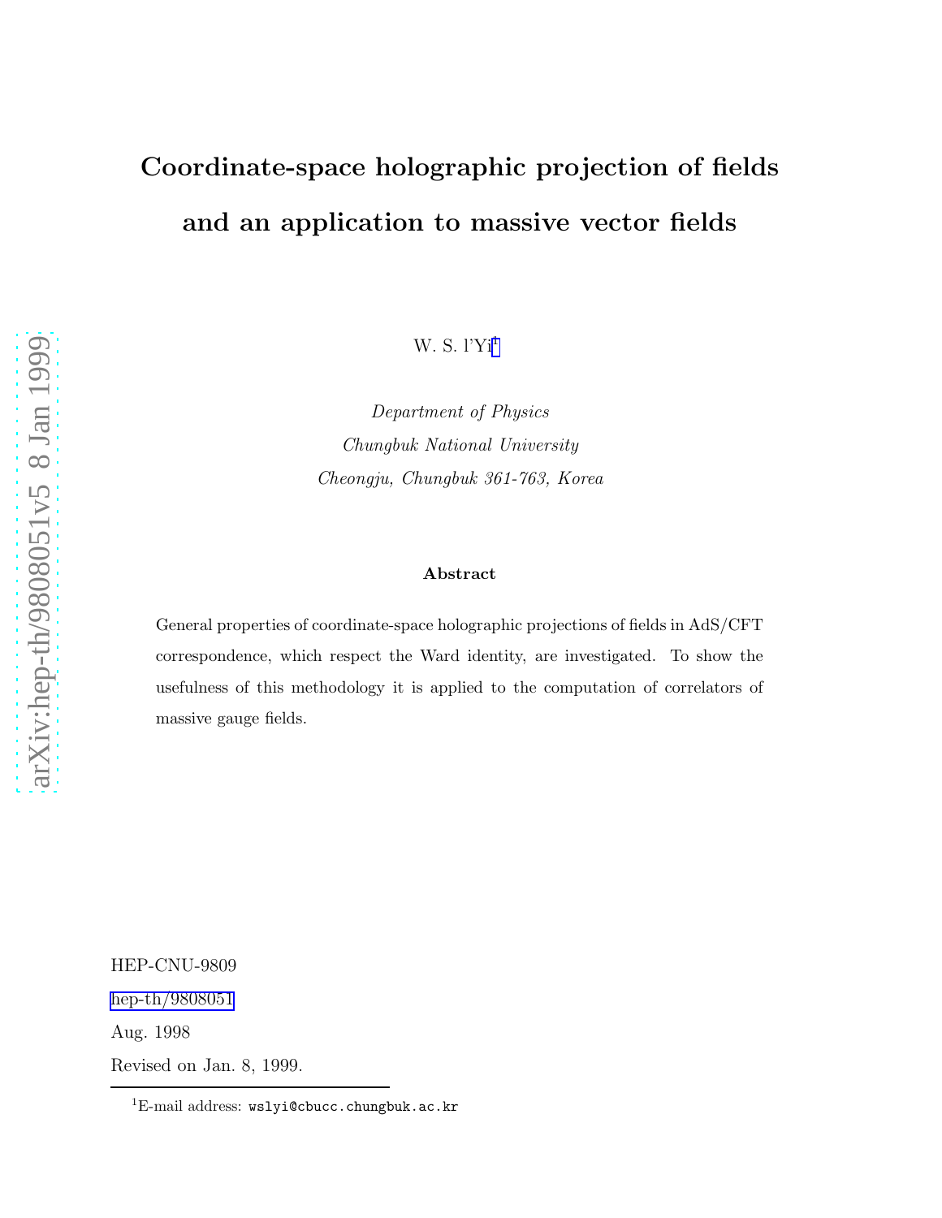# Coordinate-space holographic projection of fields and an application to massive vector fields

W. S. l'Yi[1]

*Department of Physics*
*Chungbuk National University*
*Cheongju, Chungbuk 361-763, Korea*

### Abstract

General properties of coordinate-space holographic projections of fields in AdS/CFT correspondence, which respect the Ward identity, are investigated. To show the usefulness of this methodology it is applied to the computation of correlators of massive gauge fields.

HEP-CNU-9809

hep-th/9808051

Aug. 1998

Revised on Jan. 8, 1999.

[1] E-mail address: `wslyi@cbucc.chungbuk.ac.kr`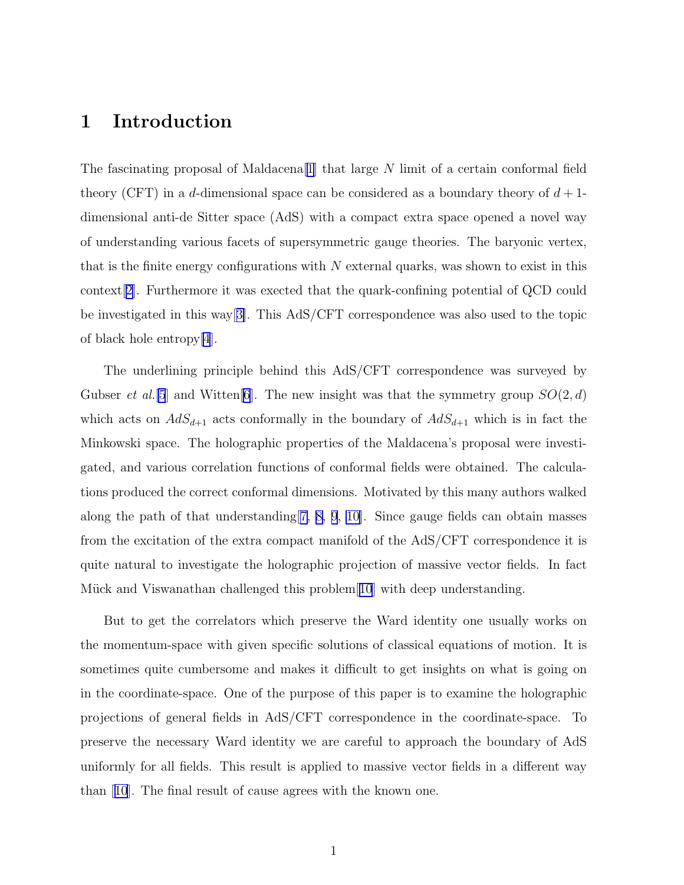# 1 Introduction

The fascinating proposal of Maldacena[1] that large $N$ limit of a certain conformal field theory (CFT) in a $d$-dimensional space can be considered as a boundary theory of $d+1$-dimensional anti-de Sitter space (AdS) with a compact extra space opened a novel way of understanding various facets of supersymmetric gauge theories. The baryonic vertex, that is the finite energy configurations with $N$ external quarks, was shown to exist in this context[2]. Furthermore it was exected that the quark-confining potential of QCD could be investigated in this way[3]. This AdS/CFT correspondence was also used to the topic of black hole entropy[4].

The underlining principle behind this AdS/CFT correspondence was surveyed by Gubser *et al.*[5] and Witten[6]. The new insight was that the symmetry group $SO(2,d)$ which acts on $AdS_{d+1}$ acts conformally in the boundary of $AdS_{d+1}$ which is in fact the Minkowski space. The holographic properties of the Maldacena's proposal were investigated, and various correlation functions of conformal fields were obtained. The calculations produced the correct conformal dimensions. Motivated by this many authors walked along the path of that understanding[7, 8, 9, 10]. Since gauge fields can obtain masses from the excitation of the extra compact manifold of the AdS/CFT correspondence it is quite natural to investigate the holographic projection of massive vector fields. In fact Mück and Viswanathan challenged this problem[10] with deep understanding.

But to get the correlators which preserve the Ward identity one usually works on the momentum-space with given specific solutions of classical equations of motion. It is sometimes quite cumbersome and makes it difficult to get insights on what is going on in the coordinate-space. One of the purpose of this paper is to examine the holographic projections of general fields in AdS/CFT correspondence in the coordinate-space. To preserve the necessary Ward identity we are careful to approach the boundary of AdS uniformly for all fields. This result is applied to massive vector fields in a different way than [10]. The final result of cause agrees with the known one.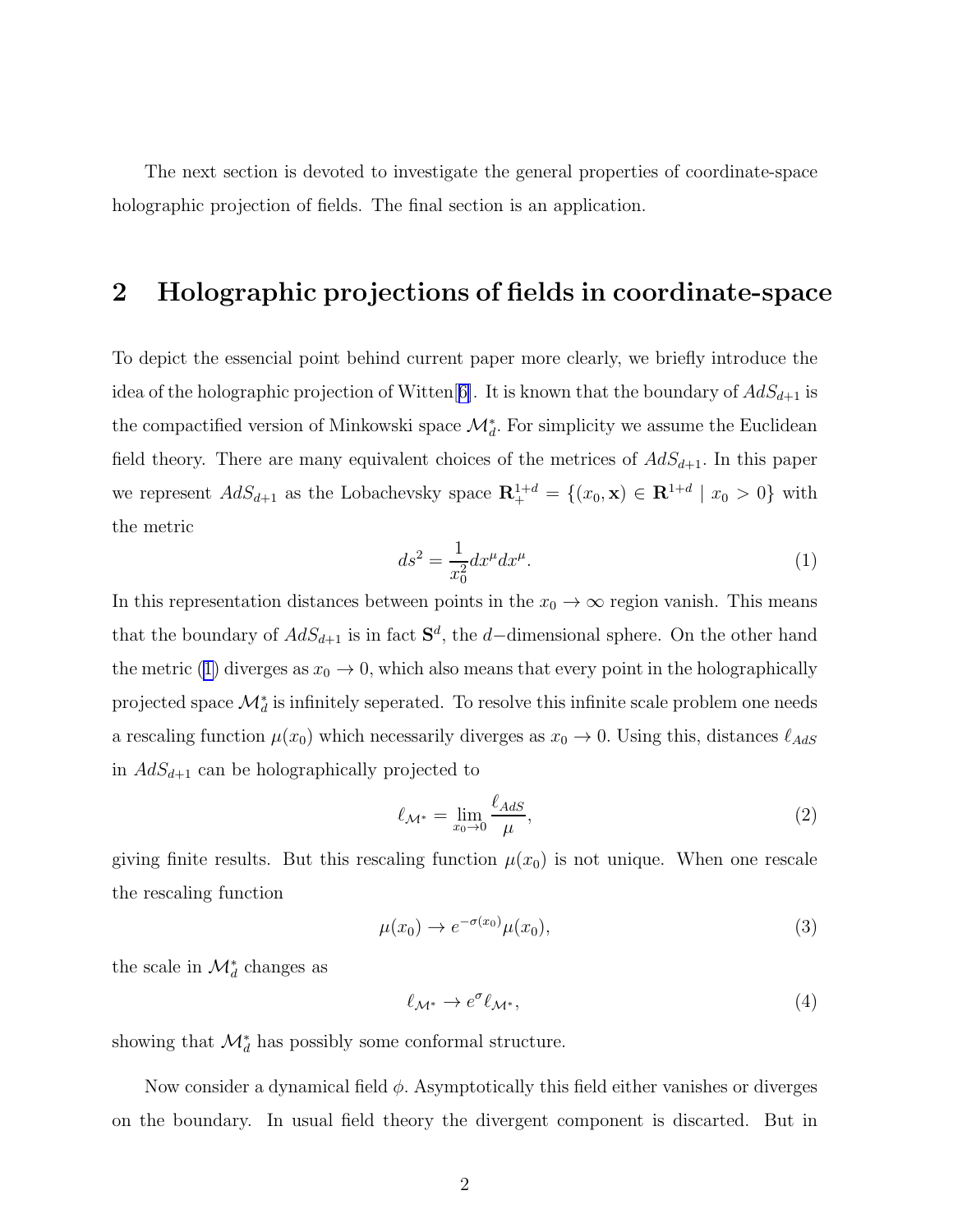The next section is devoted to investigate the general properties of coordinate-space holographic projection of fields. The final section is an application.

## 2 Holographic projections of fields in coordinate-space

To depict the essencial point behind current paper more clearly, we briefly introduce the idea of the holographic projection of Witten[6]. It is known that the boundary of $AdS_{d+1}$ is the compactified version of Minkowski space $\mathcal{M}_d^*$. For simplicity we assume the Euclidean field theory. There are many equivalent choices of the metrices of $AdS_{d+1}$. In this paper we represent $AdS_{d+1}$ as the Lobachevsky space $\mathbf{R}_+^{1+d} = \{(x_0, \mathbf{x}) \in \mathbf{R}^{1+d} \mid x_0 > 0\}$ with the metric

$$ds^2 = \frac{1}{x_0^2} dx^\mu dx^\mu. \tag{1}$$

In this representation distances between points in the $x_0 \to \infty$ region vanish. This means that the boundary of $AdS_{d+1}$ is in fact $\mathbf{S}^d$, the $d-$dimensional sphere. On the other hand the metric (1) diverges as $x_0 \to 0$, which also means that every point in the holographically projected space $\mathcal{M}_d^*$ is infinitely seperated. To resolve this infinite scale problem one needs a rescaling function $\mu(x_0)$ which necessarily diverges as $x_0 \to 0$. Using this, distances $\ell_{AdS}$ in $AdS_{d+1}$ can be holographically projected to

$$\ell_{\mathcal{M}^*} = \lim_{x_0 \to 0} \frac{\ell_{AdS}}{\mu}, \tag{2}$$

giving finite results. But this rescaling function $\mu(x_0)$ is not unique. When one rescale the rescaling function

$$\mu(x_0) \to e^{-\sigma(x_0)} \mu(x_0), \tag{3}$$

the scale in $\mathcal{M}_d^*$ changes as

$$\ell_{\mathcal{M}^*} \to e^{\sigma} \ell_{\mathcal{M}^*}, \tag{4}$$

showing that $\mathcal{M}_d^*$ has possibly some conformal structure.

Now consider a dynamical field $\phi$. Asymptotically this field either vanishes or diverges on the boundary. In usual field theory the divergent component is discarted. But in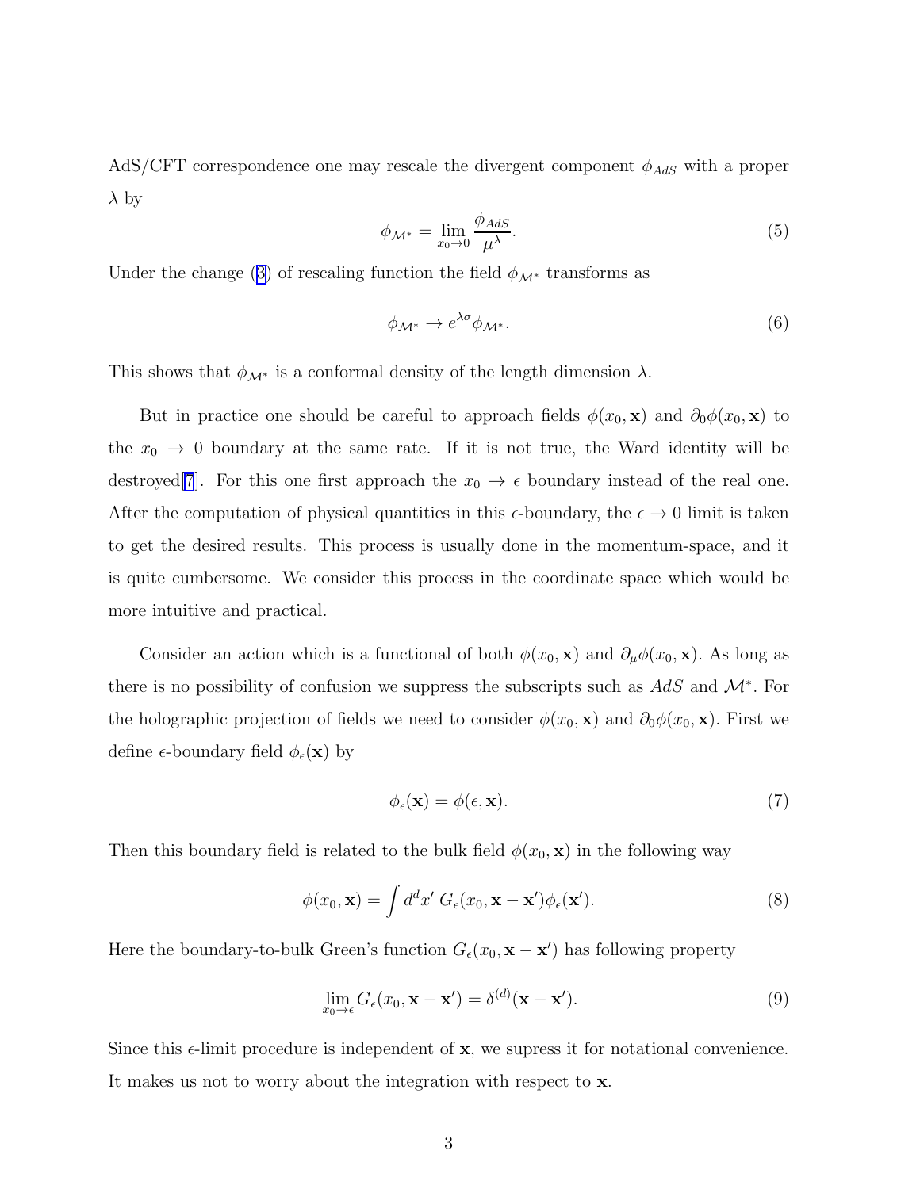AdS/CFT correspondence one may rescale the divergent component $\phi_{AdS}$ with a proper $\lambda$ by

$$\phi_{\mathcal{M}^*} = \lim_{x_0 \to 0} \frac{\phi_{AdS}}{\mu^\lambda}. \tag{5}$$

Under the change (3) of rescaling function the field $\phi_{\mathcal{M}^*}$ transforms as

$$\phi_{\mathcal{M}^*} \to e^{\lambda\sigma}\phi_{\mathcal{M}^*}. \tag{6}$$

This shows that $\phi_{\mathcal{M}^*}$ is a conformal density of the length dimension $\lambda$.

But in practice one should be careful to approach fields $\phi(x_0, \mathbf{x})$ and $\partial_0\phi(x_0, \mathbf{x})$ to the $x_0 \to 0$ boundary at the same rate. If it is not true, the Ward identity will be destroyed[7]. For this one first approach the $x_0 \to \epsilon$ boundary instead of the real one. After the computation of physical quantities in this $\epsilon$-boundary, the $\epsilon \to 0$ limit is taken to get the desired results. This process is usually done in the momentum-space, and it is quite cumbersome. We consider this process in the coordinate space which would be more intuitive and practical.

Consider an action which is a functional of both $\phi(x_0, \mathbf{x})$ and $\partial_\mu\phi(x_0, \mathbf{x})$. As long as there is no possibility of confusion we suppress the subscripts such as $AdS$ and $\mathcal{M}^*$. For the holographic projection of fields we need to consider $\phi(x_0, \mathbf{x})$ and $\partial_0\phi(x_0, \mathbf{x})$. First we define $\epsilon$-boundary field $\phi_\epsilon(\mathbf{x})$ by

$$\phi_\epsilon(\mathbf{x}) = \phi(\epsilon, \mathbf{x}). \tag{7}$$

Then this boundary field is related to the bulk field $\phi(x_0, \mathbf{x})$ in the following way

$$\phi(x_0, \mathbf{x}) = \int d^d x' \; G_\epsilon(x_0, \mathbf{x} - \mathbf{x}')\phi_\epsilon(\mathbf{x}'). \tag{8}$$

Here the boundary-to-bulk Green's function $G_\epsilon(x_0, \mathbf{x} - \mathbf{x}')$ has following property

$$\lim_{x_0 \to \epsilon} G_\epsilon(x_0, \mathbf{x} - \mathbf{x}') = \delta^{(d)}(\mathbf{x} - \mathbf{x}'). \tag{9}$$

Since this $\epsilon$-limit procedure is independent of $\mathbf{x}$, we supress it for notational convenience. It makes us not to worry about the integration with respect to $\mathbf{x}$.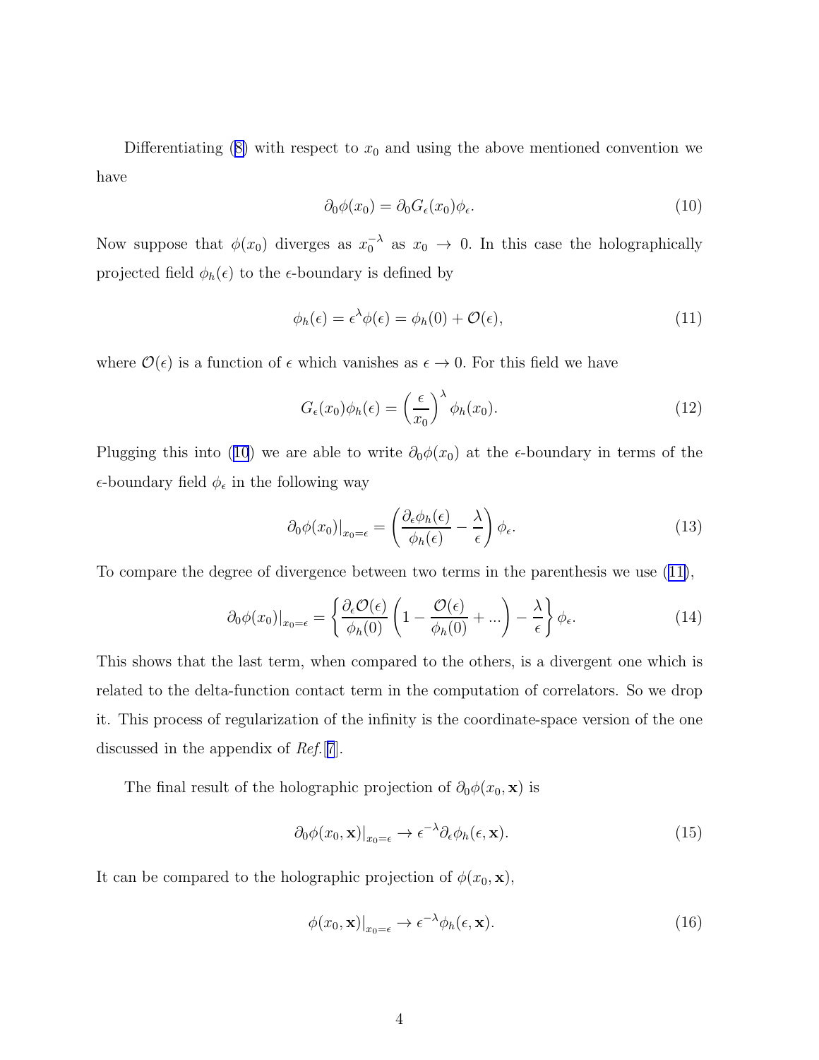Differentiating (8) with respect to $x_0$ and using the above mentioned convention we have

$$\partial_0 \phi(x_0) = \partial_0 G_\epsilon(x_0)\phi_\epsilon. \tag{10}$$

Now suppose that $\phi(x_0)$ diverges as $x_0^{-\lambda}$ as $x_0 \to 0$. In this case the holographically projected field $\phi_h(\epsilon)$ to the $\epsilon$-boundary is defined by

$$\phi_h(\epsilon) = \epsilon^\lambda \phi(\epsilon) = \phi_h(0) + \mathcal{O}(\epsilon), \tag{11}$$

where $\mathcal{O}(\epsilon)$ is a function of $\epsilon$ which vanishes as $\epsilon \to 0$. For this field we have

$$G_\epsilon(x_0)\phi_h(\epsilon) = \left(\frac{\epsilon}{x_0}\right)^\lambda \phi_h(x_0). \tag{12}$$

Plugging this into (10) we are able to write $\partial_0\phi(x_0)$ at the $\epsilon$-boundary in terms of the $\epsilon$-boundary field $\phi_\epsilon$ in the following way

$$\partial_0 \phi(x_0)|_{x_0=\epsilon} = \left(\frac{\partial_\epsilon \phi_h(\epsilon)}{\phi_h(\epsilon)} - \frac{\lambda}{\epsilon}\right)\phi_\epsilon. \tag{13}$$

To compare the degree of divergence between two terms in the parenthesis we use (11),

$$\partial_0 \phi(x_0)|_{x_0=\epsilon} = \left\{\frac{\partial_\epsilon \mathcal{O}(\epsilon)}{\phi_h(0)}\left(1 - \frac{\mathcal{O}(\epsilon)}{\phi_h(0)} + ...\right) - \frac{\lambda}{\epsilon}\right\}\phi_\epsilon. \tag{14}$$

This shows that the last term, when compared to the others, is a divergent one which is related to the delta-function contact term in the computation of correlators. So we drop it. This process of regularization of the infinity is the coordinate-space version of the one discussed in the appendix of *Ref.*[7].

The final result of the holographic projection of $\partial_0\phi(x_0, \mathbf{x})$ is

$$\partial_0 \phi(x_0, \mathbf{x})|_{x_0=\epsilon} \to \epsilon^{-\lambda}\partial_\epsilon \phi_h(\epsilon, \mathbf{x}). \tag{15}$$

It can be compared to the holographic projection of $\phi(x_0, \mathbf{x})$,

$$\phi(x_0, \mathbf{x})|_{x_0=\epsilon} \to \epsilon^{-\lambda}\phi_h(\epsilon, \mathbf{x}). \tag{16}$$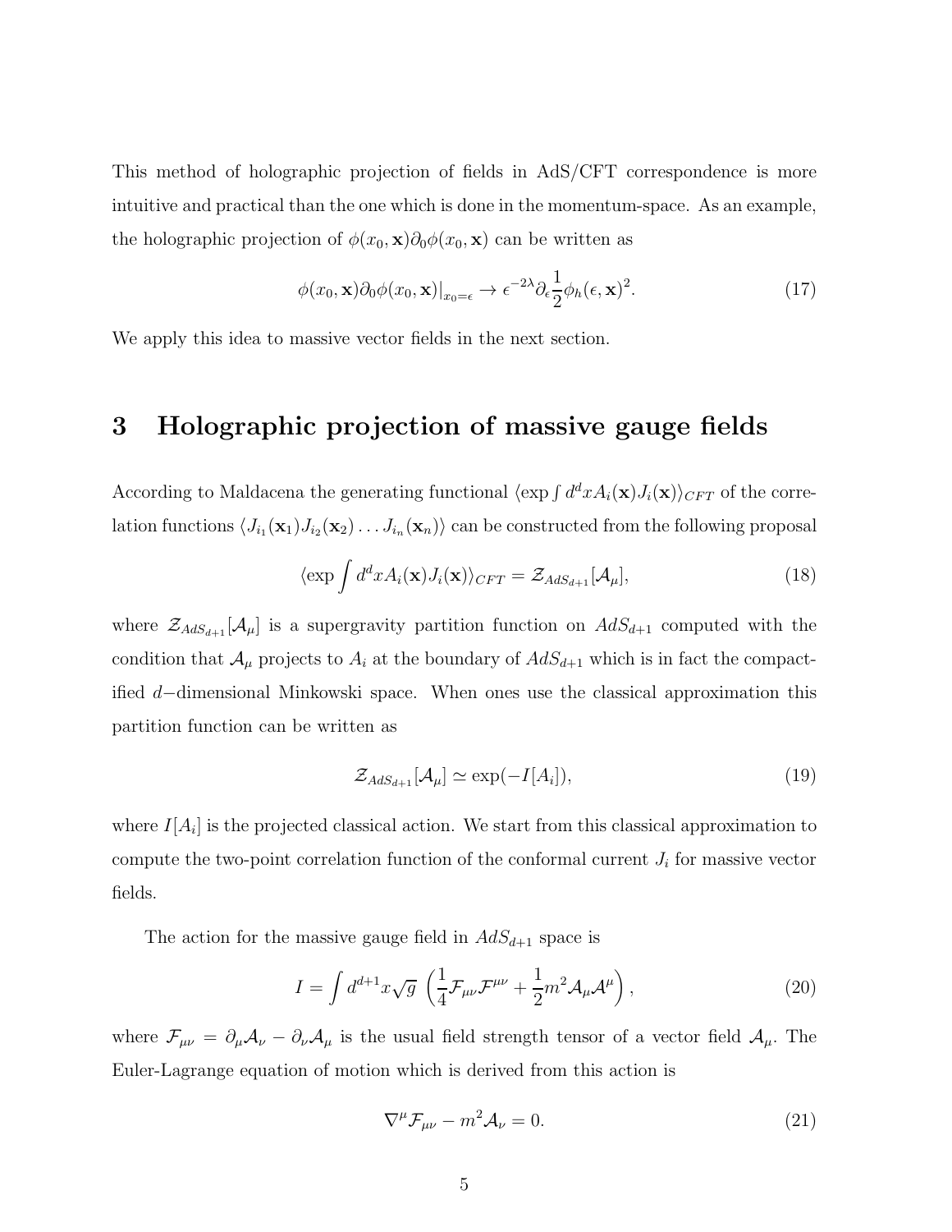This method of holographic projection of fields in AdS/CFT correspondence is more intuitive and practical than the one which is done in the momentum-space. As an example, the holographic projection of $\phi(x_0, \mathbf{x})\partial_0\phi(x_0, \mathbf{x})$ can be written as

$$\phi(x_0, \mathbf{x})\partial_0\phi(x_0, \mathbf{x})|_{x_0=\epsilon} \to \epsilon^{-2\lambda}\partial_\epsilon \frac{1}{2}\phi_h(\epsilon, \mathbf{x})^2. \tag{17}$$

We apply this idea to massive vector fields in the next section.

# 3 Holographic projection of massive gauge fields

According to Maldacena the generating functional $\langle \exp \int d^d x A_i(\mathbf{x}) J_i(\mathbf{x})\rangle_{CFT}$ of the correlation functions $\langle J_{i_1}(\mathbf{x}_1) J_{i_2}(\mathbf{x}_2) \ldots J_{i_n}(\mathbf{x}_n)\rangle$ can be constructed from the following proposal

$$\langle \exp \int d^d x A_i(\mathbf{x}) J_i(\mathbf{x})\rangle_{CFT} = \mathcal{Z}_{AdS_{d+1}}[\mathcal{A}_\mu], \tag{18}$$

where $\mathcal{Z}_{AdS_{d+1}}[\mathcal{A}_\mu]$ is a supergravity partition function on $AdS_{d+1}$ computed with the condition that $\mathcal{A}_\mu$ projects to $A_i$ at the boundary of $AdS_{d+1}$ which is in fact the compactified $d-$dimensional Minkowski space. When ones use the classical approximation this partition function can be written as

$$\mathcal{Z}_{AdS_{d+1}}[\mathcal{A}_\mu] \simeq \exp(-I[A_i]), \tag{19}$$

where $I[A_i]$ is the projected classical action. We start from this classical approximation to compute the two-point correlation function of the conformal current $J_i$ for massive vector fields.

The action for the massive gauge field in $AdS_{d+1}$ space is

$$I = \int d^{d+1}x\sqrt{g}\,\left(\frac{1}{4}\mathcal{F}_{\mu\nu}\mathcal{F}^{\mu\nu} + \frac{1}{2}m^2\mathcal{A}_\mu\mathcal{A}^\mu\right), \tag{20}$$

where $\mathcal{F}_{\mu\nu} = \partial_\mu\mathcal{A}_\nu - \partial_\nu\mathcal{A}_\mu$ is the usual field strength tensor of a vector field $\mathcal{A}_\mu$. The Euler-Lagrange equation of motion which is derived from this action is

$$\nabla^\mu\mathcal{F}_{\mu\nu} - m^2\mathcal{A}_\nu = 0. \tag{21}$$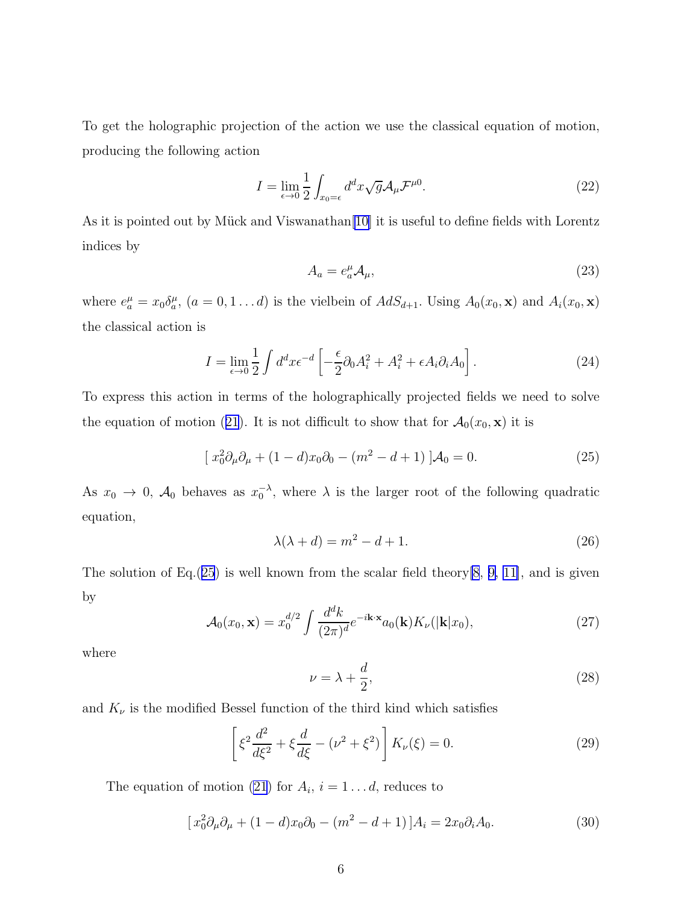To get the holographic projection of the action we use the classical equation of motion, producing the following action

$$I = \lim_{\epsilon \to 0} \frac{1}{2} \int_{x_0=\epsilon} d^d x \sqrt{g} \mathcal{A}_\mu \mathcal{F}^{\mu 0}. \tag{22}$$

As it is pointed out by Mück and Viswanathan[10] it is useful to define fields with Lorentz indices by

$$A_a = e_a^\mu \mathcal{A}_\mu, \tag{23}$$

where $e_a^\mu = x_0 \delta_a^\mu$, $(a = 0, 1 \ldots d)$ is the vielbein of $AdS_{d+1}$. Using $A_0(x_0, \mathbf{x})$ and $A_i(x_0, \mathbf{x})$ the classical action is

$$I = \lim_{\epsilon \to 0} \frac{1}{2} \int d^d x \epsilon^{-d} \left[ -\frac{\epsilon}{2} \partial_0 A_i^2 + A_i^2 + \epsilon A_i \partial_i A_0 \right]. \tag{24}$$

To express this action in terms of the holographically projected fields we need to solve the equation of motion (21). It is not difficult to show that for $\mathcal{A}_0(x_0, \mathbf{x})$ it is

$$[\, x_0^2 \partial_\mu \partial_\mu + (1-d) x_0 \partial_0 - (m^2 - d + 1)\, ] \mathcal{A}_0 = 0. \tag{25}$$

As $x_0 \to 0$, $\mathcal{A}_0$ behaves as $x_0^{-\lambda}$, where $\lambda$ is the larger root of the following quadratic equation,

$$\lambda(\lambda + d) = m^2 - d + 1. \tag{26}$$

The solution of Eq.(25) is well known from the scalar field theory[8, 9, 11], and is given by

$$\mathcal{A}_0(x_0, \mathbf{x}) = x_0^{d/2} \int \frac{d^d k}{(2\pi)^d} e^{-i\mathbf{k}\cdot\mathbf{x}} a_0(\mathbf{k}) K_\nu(|\mathbf{k}| x_0), \tag{27}$$

where

$$\nu = \lambda + \frac{d}{2}, \tag{28}$$

and $K_\nu$ is the modified Bessel function of the third kind which satisfies

$$\left[ \xi^2 \frac{d^2}{d\xi^2} + \xi \frac{d}{d\xi} - (\nu^2 + \xi^2) \right] K_\nu(\xi) = 0. \tag{29}$$

The equation of motion (21) for $A_i$, $i = 1 \ldots d$, reduces to

$$[\, x_0^2 \partial_\mu \partial_\mu + (1-d) x_0 \partial_0 - (m^2 - d + 1)\, ] A_i = 2 x_0 \partial_i A_0. \tag{30}$$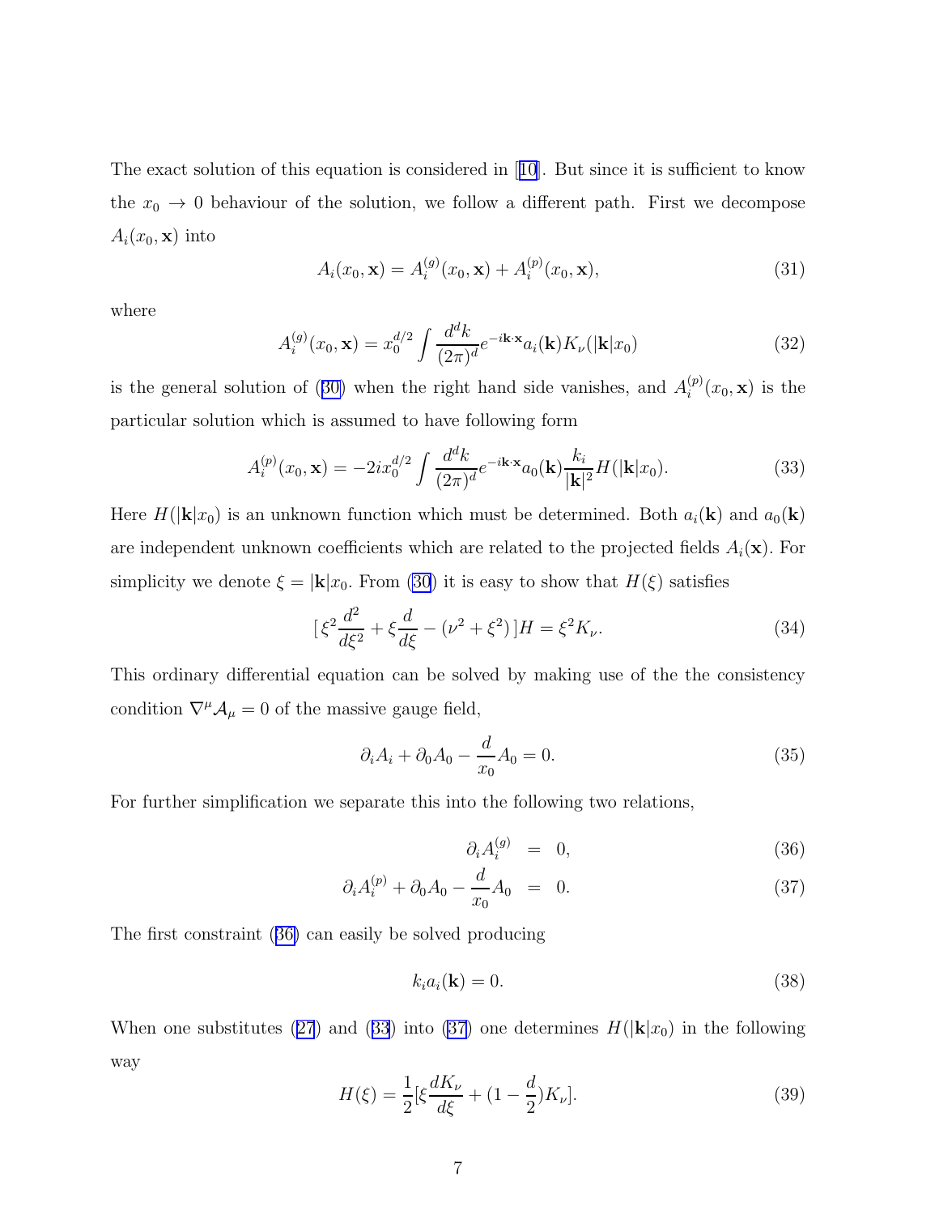The exact solution of this equation is considered in [10]. But since it is sufficient to know the $x_0 \to 0$ behaviour of the solution, we follow a different path. First we decompose $A_i(x_0, \mathbf{x})$ into

$$A_i(x_0, \mathbf{x}) = A_i^{(g)}(x_0, \mathbf{x}) + A_i^{(p)}(x_0, \mathbf{x}), \tag{31}$$

where

$$A_i^{(g)}(x_0, \mathbf{x}) = x_0^{d/2} \int \frac{d^d k}{(2\pi)^d} e^{-i\mathbf{k}\cdot\mathbf{x}} a_i(\mathbf{k}) K_\nu(|\mathbf{k}| x_0) \tag{32}$$

is the general solution of (30) when the right hand side vanishes, and $A_i^{(p)}(x_0, \mathbf{x})$ is the particular solution which is assumed to have following form

$$A_i^{(p)}(x_0, \mathbf{x}) = -2i x_0^{d/2} \int \frac{d^d k}{(2\pi)^d} e^{-i\mathbf{k}\cdot\mathbf{x}} a_0(\mathbf{k}) \frac{k_i}{|\mathbf{k}|^2} H(|\mathbf{k}| x_0). \tag{33}$$

Here $H(|\mathbf{k}|x_0)$ is an unknown function which must be determined. Both $a_i(\mathbf{k})$ and $a_0(\mathbf{k})$ are independent unknown coefficients which are related to the projected fields $A_i(\mathbf{x})$. For simplicity we denote $\xi = |\mathbf{k}|x_0$. From (30) it is easy to show that $H(\xi)$ satisfies

$$\left[\,\xi^2 \frac{d^2}{d\xi^2} + \xi \frac{d}{d\xi} - (\nu^2 + \xi^2)\,\right] H = \xi^2 K_\nu. \tag{34}$$

This ordinary differential equation can be solved by making use of the the consistency condition $\nabla^\mu \mathcal{A}_\mu = 0$ of the massive gauge field,

$$\partial_i A_i + \partial_0 A_0 - \frac{d}{x_0} A_0 = 0. \tag{35}$$

For further simplification we separate this into the following two relations,

$$\partial_i A_i^{(g)} = 0, \tag{36}$$

$$\partial_i A_i^{(p)} + \partial_0 A_0 - \frac{d}{x_0} A_0 = 0. \tag{37}$$

The first constraint (36) can easily be solved producing

$$k_i a_i(\mathbf{k}) = 0. \tag{38}$$

When one substitutes (27) and (33) into (37) one determines $H(|\mathbf{k}|x_0)$ in the following way

$$H(\xi) = \frac{1}{2}\left[\xi \frac{dK_\nu}{d\xi} + \left(1 - \frac{d}{2}\right) K_\nu\right]. \tag{39}$$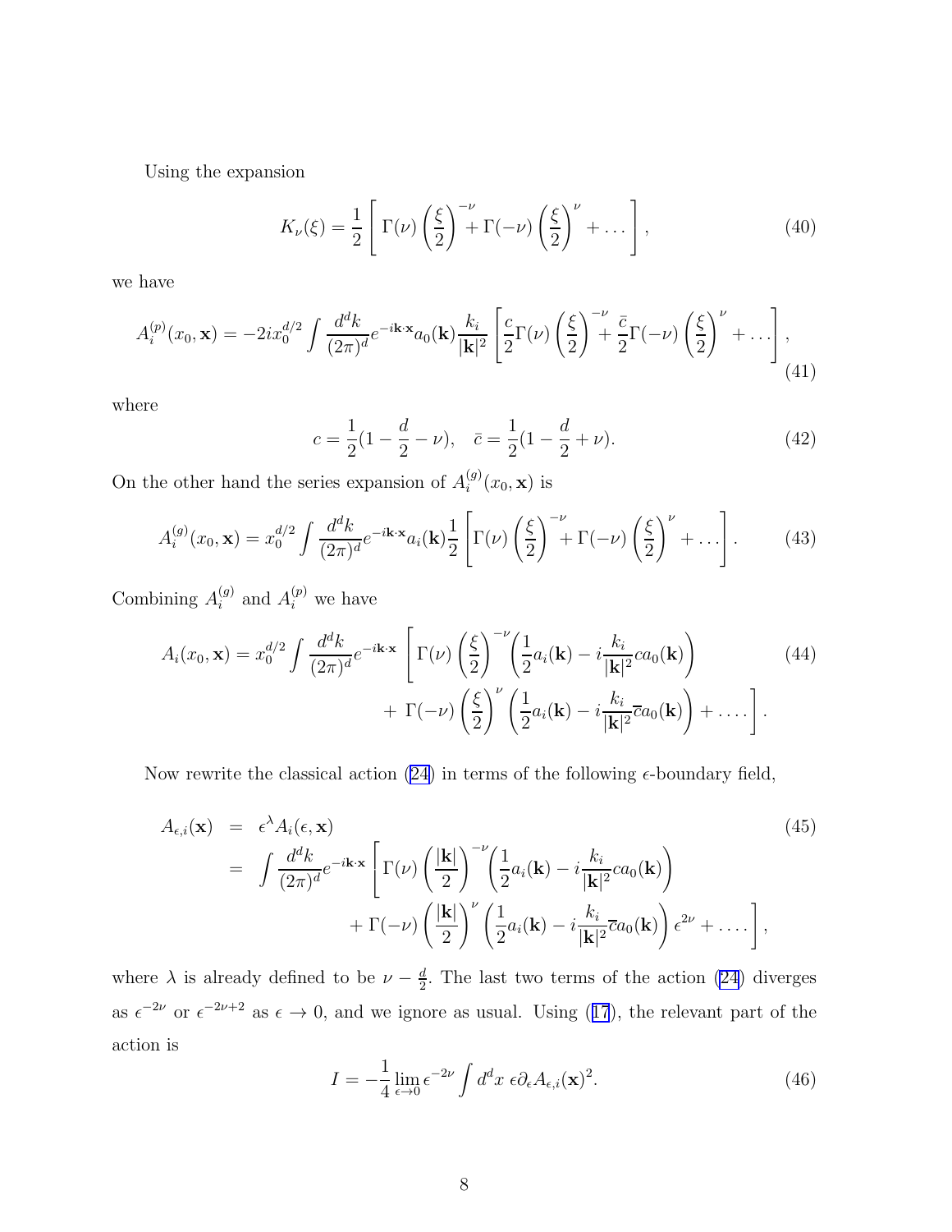Using the expansion

$$K_\nu(\xi) = \frac{1}{2}\left[\,\Gamma(\nu)\left(\frac{\xi}{2}\right)^{-\nu} + \Gamma(-\nu)\left(\frac{\xi}{2}\right)^{\nu} + \dots\right], \tag{40}$$

we have

$$A_i^{(p)}(x_0, \mathbf{x}) = -2ix_0^{d/2}\int \frac{d^dk}{(2\pi)^d}e^{-i\mathbf{k}\cdot\mathbf{x}}a_0(\mathbf{k})\frac{k_i}{|\mathbf{k}|^2}\left[\frac{c}{2}\Gamma(\nu)\left(\frac{\xi}{2}\right)^{-\nu} + \frac{\bar{c}}{2}\Gamma(-\nu)\left(\frac{\xi}{2}\right)^{\nu} + \dots\right], \tag{41}$$

where

$$c = \frac{1}{2}(1 - \frac{d}{2} - \nu), \quad \bar{c} = \frac{1}{2}(1 - \frac{d}{2} + \nu). \tag{42}$$

On the other hand the series expansion of $A_i^{(g)}(x_0, \mathbf{x})$ is

$$A_i^{(g)}(x_0, \mathbf{x}) = x_0^{d/2}\int \frac{d^dk}{(2\pi)^d}e^{-i\mathbf{k}\cdot\mathbf{x}}a_i(\mathbf{k})\frac{1}{2}\left[\Gamma(\nu)\left(\frac{\xi}{2}\right)^{-\nu} + \Gamma(-\nu)\left(\frac{\xi}{2}\right)^{\nu} + \dots\right]. \tag{43}$$

Combining $A_i^{(g)}$ and $A_i^{(p)}$ we have

$$\begin{aligned} A_i(x_0, \mathbf{x}) = x_0^{d/2}\int \frac{d^dk}{(2\pi)^d}e^{-i\mathbf{k}\cdot\mathbf{x}}\,\Bigg[&\Gamma(\nu)\left(\frac{\xi}{2}\right)^{-\nu}\left(\frac{1}{2}a_i(\mathbf{k}) - i\frac{k_i}{|\mathbf{k}|^2}ca_0(\mathbf{k})\right) \\ &+ \Gamma(-\nu)\left(\frac{\xi}{2}\right)^{\nu}\left(\frac{1}{2}a_i(\mathbf{k}) - i\frac{k_i}{|\mathbf{k}|^2}\bar{c}a_0(\mathbf{k})\right) + \dots\Bigg]. \end{aligned} \tag{44}$$

Now rewrite the classical action (24) in terms of the following $\epsilon$-boundary field,

$$\begin{aligned} A_{\epsilon,i}(\mathbf{x}) &= \epsilon^{\lambda}A_i(\epsilon, \mathbf{x}) \\ &= \int \frac{d^dk}{(2\pi)^d}e^{-i\mathbf{k}\cdot\mathbf{x}}\Bigg[\Gamma(\nu)\left(\frac{|\mathbf{k}|}{2}\right)^{-\nu}\left(\frac{1}{2}a_i(\mathbf{k}) - i\frac{k_i}{|\mathbf{k}|^2}ca_0(\mathbf{k})\right) \\ &\qquad + \Gamma(-\nu)\left(\frac{|\mathbf{k}|}{2}\right)^{\nu}\left(\frac{1}{2}a_i(\mathbf{k}) - i\frac{k_i}{|\mathbf{k}|^2}\bar{c}a_0(\mathbf{k})\right)\epsilon^{2\nu} + \dots\Bigg], \end{aligned} \tag{45}$$

where $\lambda$ is already defined to be $\nu - \frac{d}{2}$. The last two terms of the action (24) diverges as $\epsilon^{-2\nu}$ or $\epsilon^{-2\nu+2}$ as $\epsilon \to 0$, and we ignore as usual. Using (17), the relevant part of the action is

$$I = -\frac{1}{4}\lim_{\epsilon\to 0}\epsilon^{-2\nu}\int d^dx\ \epsilon\partial_\epsilon A_{\epsilon,i}(\mathbf{x})^2. \tag{46}$$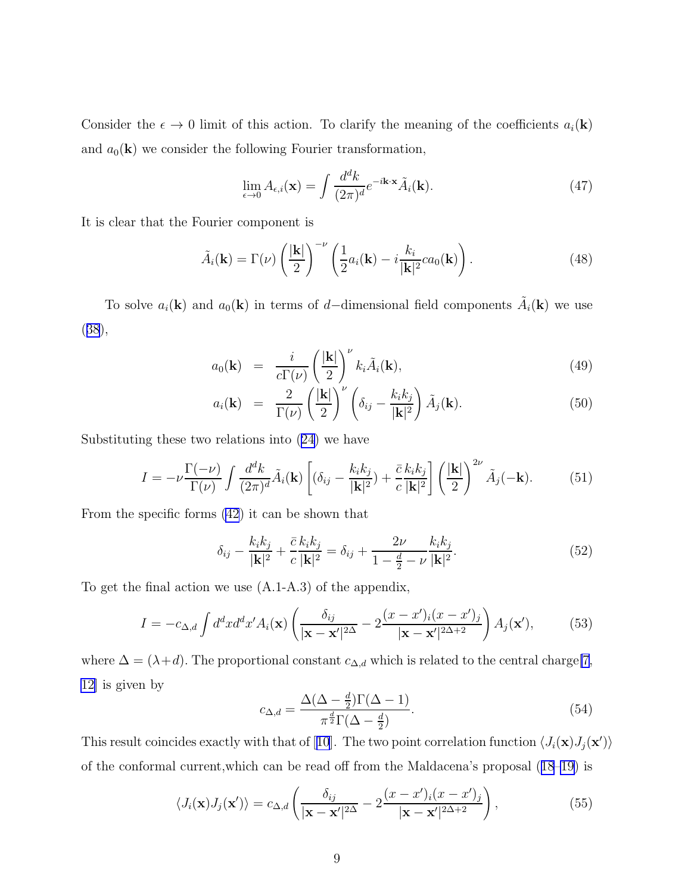Consider the $\epsilon \to 0$ limit of this action. To clarify the meaning of the coefficients $a_i(\mathbf{k})$ and $a_0(\mathbf{k})$ we consider the following Fourier transformation,

$$\lim_{\epsilon \to 0} A_{\epsilon,i}(\mathbf{x}) = \int \frac{d^d k}{(2\pi)^d} e^{-i\mathbf{k}\cdot\mathbf{x}} \tilde{A}_i(\mathbf{k}). \tag{47}$$

It is clear that the Fourier component is

$$\tilde{A}_i(\mathbf{k}) = \Gamma(\nu) \left(\frac{|\mathbf{k}|}{2}\right)^{-\nu} \left(\frac{1}{2} a_i(\mathbf{k}) - i\frac{k_i}{|\mathbf{k}|^2} c a_0(\mathbf{k})\right). \tag{48}$$

To solve $a_i(\mathbf{k})$ and $a_0(\mathbf{k})$ in terms of $d-$dimensional field components $\tilde{A}_i(\mathbf{k})$ we use (38),

$$\begin{aligned} a_0(\mathbf{k}) &= \frac{i}{c\Gamma(\nu)} \left(\frac{|\mathbf{k}|}{2}\right)^{\nu} k_i \tilde{A}_i(\mathbf{k}), & (49) \\ a_i(\mathbf{k}) &= \frac{2}{\Gamma(\nu)} \left(\frac{|\mathbf{k}|}{2}\right)^{\nu} \left(\delta_{ij} - \frac{k_i k_j}{|\mathbf{k}|^2}\right) \tilde{A}_j(\mathbf{k}). & (50) \end{aligned}$$

Substituting these two relations into (24) we have

$$I = -\nu \frac{\Gamma(-\nu)}{\Gamma(\nu)} \int \frac{d^d k}{(2\pi)^d} \tilde{A}_i(\mathbf{k}) \left[ (\delta_{ij} - \frac{k_i k_j}{|\mathbf{k}|^2}) + \frac{\bar{c}}{c} \frac{k_i k_j}{|\mathbf{k}|^2} \right] \left(\frac{|\mathbf{k}|}{2}\right)^{2\nu} \tilde{A}_j(-\mathbf{k}). \tag{51}$$

From the specific forms (42) it can be shown that

$$\delta_{ij} - \frac{k_i k_j}{|\mathbf{k}|^2} + \frac{\bar{c}}{c}\frac{k_i k_j}{|\mathbf{k}|^2} = \delta_{ij} + \frac{2\nu}{1 - \frac{d}{2} - \nu} \frac{k_i k_j}{|\mathbf{k}|^2}. \tag{52}$$

To get the final action we use (A.1-A.3) of the appendix,

$$I = -c_{\Delta,d} \int d^d x d^d x' A_i(\mathbf{x}) \left( \frac{\delta_{ij}}{|\mathbf{x} - \mathbf{x}'|^{2\Delta}} - 2\frac{(x-x')_i (x-x')_j}{|\mathbf{x} - \mathbf{x}'|^{2\Delta+2}} \right) A_j(\mathbf{x}'), \tag{53}$$

where $\Delta = (\lambda + d)$. The proportional constant $c_{\Delta,d}$ which is related to the central charge[7, 12] is given by

$$c_{\Delta,d} = \frac{\Delta(\Delta - \frac{d}{2})\Gamma(\Delta - 1)}{\pi^{\frac{d}{2}} \Gamma(\Delta - \frac{d}{2})}. \tag{54}$$

This result coincides exactly with that of [10]. The two point correlation function $\langle J_i(\mathbf{x}) J_j(\mathbf{x}')\rangle$ of the conformal current,which can be read off from the Maldacena's proposal (18-19) is

$$\langle J_i(\mathbf{x}) J_j(\mathbf{x}')\rangle = c_{\Delta,d} \left( \frac{\delta_{ij}}{|\mathbf{x} - \mathbf{x}'|^{2\Delta}} - 2\frac{(x-x')_i (x-x')_j}{|\mathbf{x} - \mathbf{x}'|^{2\Delta+2}} \right), \tag{55}$$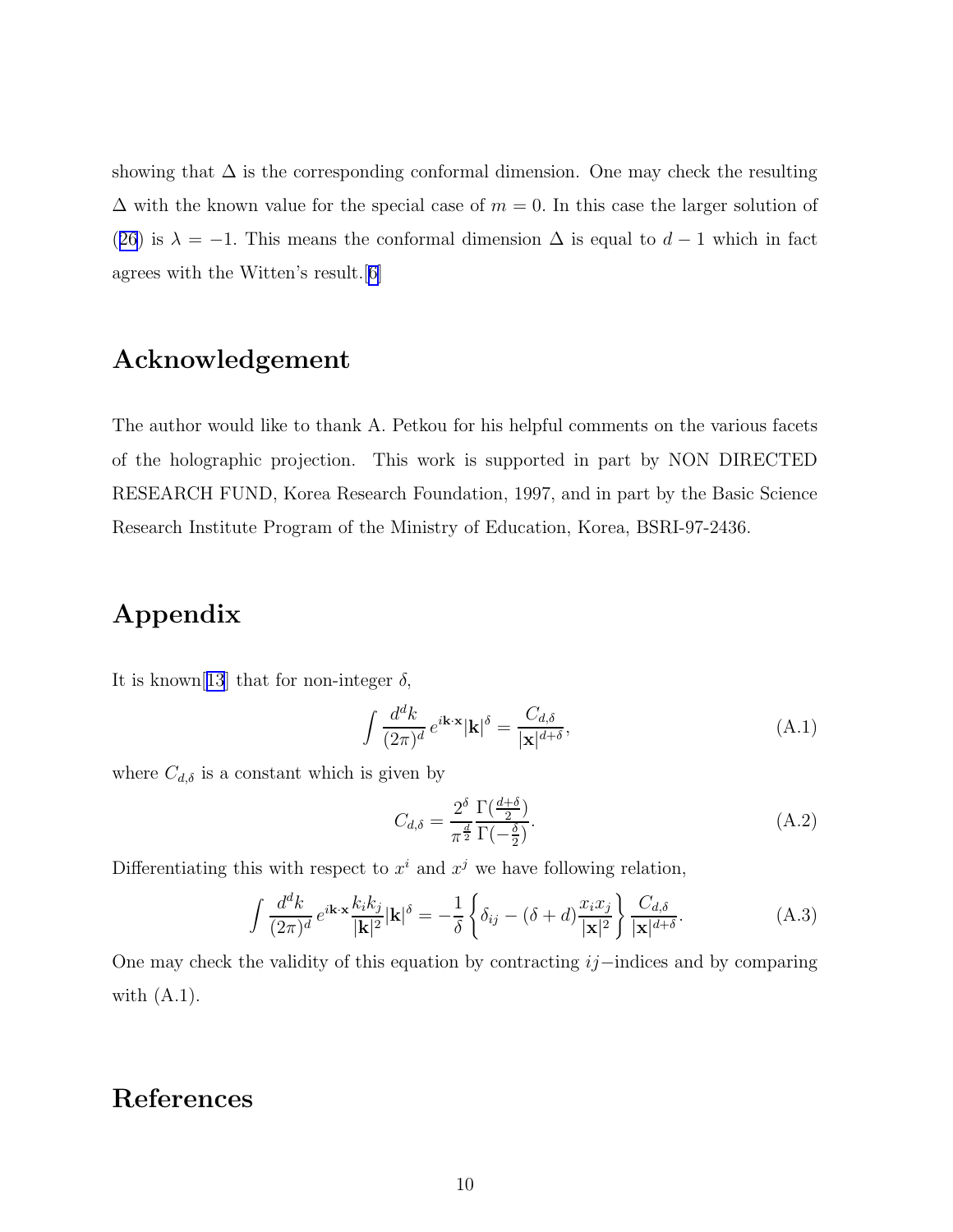showing that $\Delta$ is the corresponding conformal dimension. One may check the resulting $\Delta$ with the known value for the special case of $m = 0$. In this case the larger solution of (26) is $\lambda = -1$. This means the conformal dimension $\Delta$ is equal to $d-1$ which in fact agrees with the Witten's result.[6]

## Acknowledgement

The author would like to thank A. Petkou for his helpful comments on the various facets of the holographic projection. This work is supported in part by NON DIRECTED RESEARCH FUND, Korea Research Foundation, 1997, and in part by the Basic Science Research Institute Program of the Ministry of Education, Korea, BSRI-97-2436.

## Appendix

It is known[13] that for non-integer $\delta$,

$$\int \frac{d^dk}{(2\pi)^d}\, e^{i\mathbf{k}\cdot\mathbf{x}} |\mathbf{k}|^\delta = \frac{C_{d,\delta}}{|\mathbf{x}|^{d+\delta}}, \tag{A.1}$$

where $C_{d,\delta}$ is a constant which is given by

$$C_{d,\delta} = \frac{2^\delta}{\pi^{\frac{d}{2}}} \frac{\Gamma(\frac{d+\delta}{2})}{\Gamma(-\frac{\delta}{2})}. \tag{A.2}$$

Differentiating this with respect to $x^i$ and $x^j$ we have following relation,

$$\int \frac{d^dk}{(2\pi)^d}\, e^{i\mathbf{k}\cdot\mathbf{x}} \frac{k_i k_j}{|\mathbf{k}|^2} |\mathbf{k}|^\delta = -\frac{1}{\delta} \left\{ \delta_{ij} - (\delta + d)\frac{x_i x_j}{|\mathbf{x}|^2} \right\} \frac{C_{d,\delta}}{|\mathbf{x}|^{d+\delta}}. \tag{A.3}$$

One may check the validity of this equation by contracting $ij-$indices and by comparing with (A.1).

## References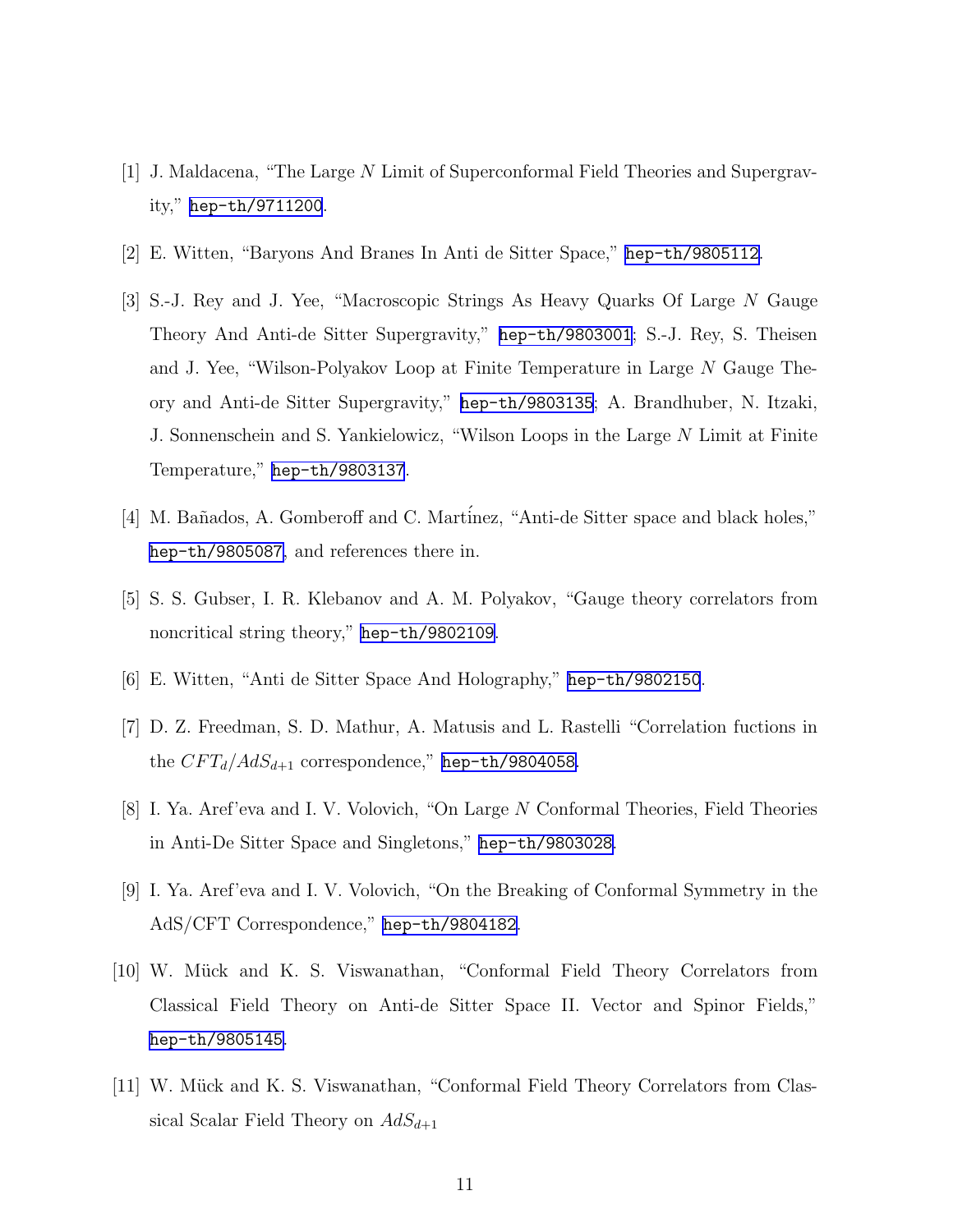[1] J. Maldacena, "The Large $N$ Limit of Superconformal Field Theories and Supergravity," hep-th/9711200.

[2] E. Witten, "Baryons And Branes In Anti de Sitter Space," hep-th/9805112.

[3] S.-J. Rey and J. Yee, "Macroscopic Strings As Heavy Quarks Of Large $N$ Gauge Theory And Anti-de Sitter Supergravity," hep-th/9803001; S.-J. Rey, S. Theisen and J. Yee, "Wilson-Polyakov Loop at Finite Temperature in Large $N$ Gauge Theory and Anti-de Sitter Supergravity," hep-th/9803135; A. Brandhuber, N. Itzaki, J. Sonnenschein and S. Yankielowicz, "Wilson Loops in the Large $N$ Limit at Finite Temperature," hep-th/9803137.

[4] M. Bañados, A. Gomberoff and C. Martínez, "Anti-de Sitter space and black holes," hep-th/9805087, and references there in.

[5] S. S. Gubser, I. R. Klebanov and A. M. Polyakov, "Gauge theory correlators from noncritical string theory," hep-th/9802109.

[6] E. Witten, "Anti de Sitter Space And Holography," hep-th/9802150.

[7] D. Z. Freedman, S. D. Mathur, A. Matusis and L. Rastelli "Correlation fuctions in the $CFT_d/AdS_{d+1}$ correspondence," hep-th/9804058.

[8] I. Ya. Aref'eva and I. V. Volovich, "On Large $N$ Conformal Theories, Field Theories in Anti-De Sitter Space and Singletons," hep-th/9803028.

[9] I. Ya. Aref'eva and I. V. Volovich, "On the Breaking of Conformal Symmetry in the AdS/CFT Correspondence," hep-th/9804182.

[10] W. Mück and K. S. Viswanathan, "Conformal Field Theory Correlators from Classical Field Theory on Anti-de Sitter Space II. Vector and Spinor Fields," hep-th/9805145.

[11] W. Mück and K. S. Viswanathan, "Conformal Field Theory Correlators from Classical Scalar Field Theory on $AdS_{d+1}$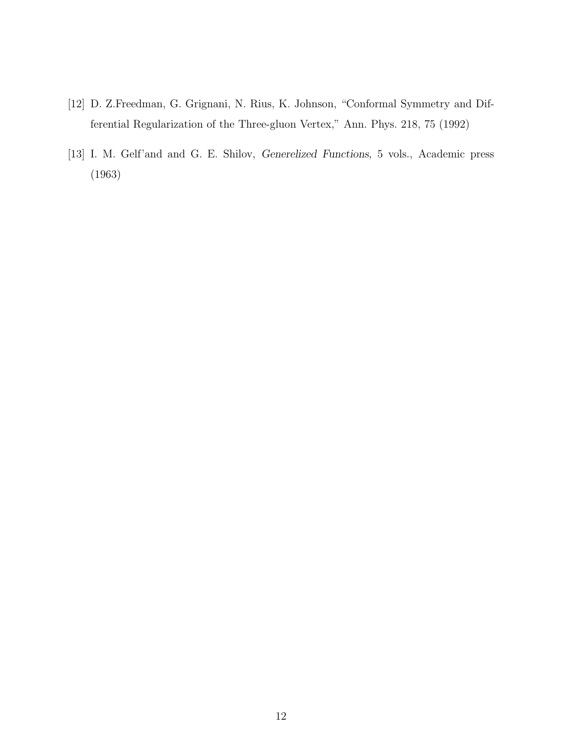[12] D. Z.Freedman, G. Grignani, N. Rius, K. Johnson, "Conformal Symmetry and Differential Regularization of the Three-gluon Vertex," Ann. Phys. 218, 75 (1992)

[13] I. M. Gelf'and and G. E. Shilov, *Generelized Functions*, 5 vols., Academic press (1963)